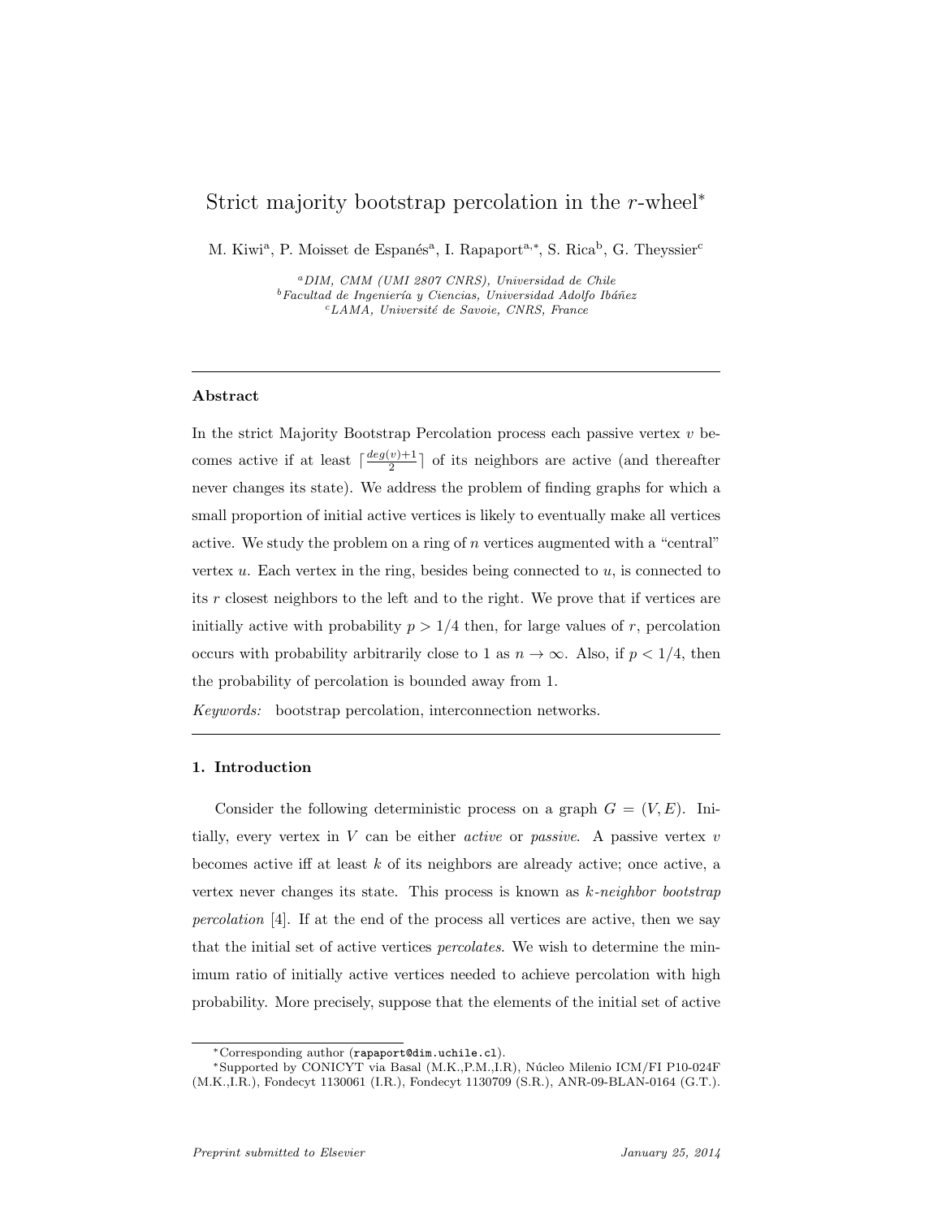# Strict majority bootstrap percolation in the $r$-wheel*

M. Kiwi[a], P. Moisset de Espanés[a], I. Rapaport[a,*], S. Rica[b], G. Theyssier[c]

[a] *DIM, CMM (UMI 2807 CNRS), Universidad de Chile*
[b] *Facultad de Ingeniería y Ciencias, Universidad Adolfo Ibáñez*
[c] *LAMA, Université de Savoie, CNRS, France*

---

### Abstract

In the strict Majority Bootstrap Percolation process each passive vertex $v$ becomes active if at least $\lceil \frac{deg(v)+1}{2} \rceil$ of its neighbors are active (and thereafter never changes its state). We address the problem of finding graphs for which a small proportion of initial active vertices is likely to eventually make all vertices active. We study the problem on a ring of $n$ vertices augmented with a "central" vertex $u$. Each vertex in the ring, besides being connected to $u$, is connected to its $r$ closest neighbors to the left and to the right. We prove that if vertices are initially active with probability $p > 1/4$ then, for large values of $r$, percolation occurs with probability arbitrarily close to 1 as $n \to \infty$. Also, if $p < 1/4$, then the probability of percolation is bounded away from 1.

*Keywords:* bootstrap percolation, interconnection networks.

---

## 1. Introduction

Consider the following deterministic process on a graph $G = (V, E)$. Initially, every vertex in $V$ can be either *active* or *passive*. A passive vertex $v$ becomes active iff at least $k$ of its neighbors are already active; once active, a vertex never changes its state. This process is known as *k-neighbor bootstrap percolation* [4]. If at the end of the process all vertices are active, then we say that the initial set of active vertices *percolates*. We wish to determine the minimum ratio of initially active vertices needed to achieve percolation with high probability. More precisely, suppose that the elements of the initial set of active

---

*Corresponding author (rapaport@dim.uchile.cl).
*Supported by CONICYT via Basal (M.K.,P.M.,I.R), Núcleo Milenio ICM/FI P10-024F (M.K.,I.R.), Fondecyt 1130061 (I.R.), Fondecyt 1130709 (S.R.), ANR-09-BLAN-0164 (G.T.).

*Preprint submitted to Elsevier* January 25, 2014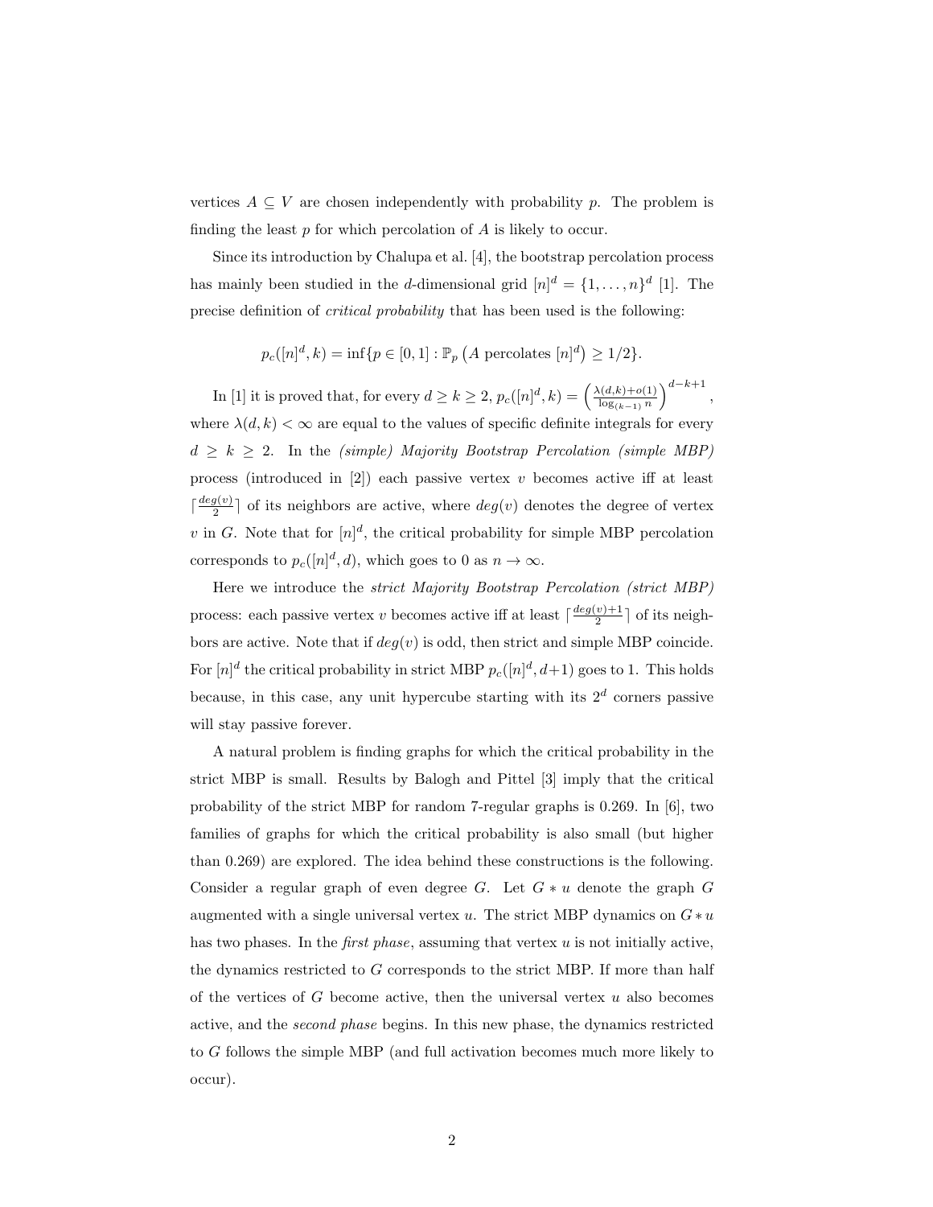vertices $A \subseteq V$ are chosen independently with probability $p$. The problem is finding the least $p$ for which percolation of $A$ is likely to occur.

Since its introduction by Chalupa et al. [4], the bootstrap percolation process has mainly been studied in the $d$-dimensional grid $[n]^d = \{1, \ldots, n\}^d$ [1]. The precise definition of *critical probability* that has been used is the following:

$$p_c([n]^d, k) = \inf\{p \in [0, 1] : \mathbb{P}_p\left(A \text{ percolates } [n]^d\right) \geq 1/2\}.$$

In [1] it is proved that, for every $d \geq k \geq 2$, $p_c([n]^d, k) = \left(\frac{\lambda(d,k)+o(1)}{\log_{(k-1)} n}\right)^{d-k+1}$, where $\lambda(d, k) < \infty$ are equal to the values of specific definite integrals for every $d \geq k \geq 2$. In the *(simple) Majority Bootstrap Percolation (simple MBP)* process (introduced in [2]) each passive vertex $v$ becomes active iff at least $\lceil \frac{deg(v)}{2} \rceil$ of its neighbors are active, where $deg(v)$ denotes the degree of vertex $v$ in $G$. Note that for $[n]^d$, the critical probability for simple MBP percolation corresponds to $p_c([n]^d, d)$, which goes to 0 as $n \to \infty$.

Here we introduce the *strict Majority Bootstrap Percolation (strict MBP)* process: each passive vertex $v$ becomes active iff at least $\lceil \frac{deg(v)+1}{2} \rceil$ of its neighbors are active. Note that if $deg(v)$ is odd, then strict and simple MBP coincide. For $[n]^d$ the critical probability in strict MBP $p_c([n]^d, d+1)$ goes to 1. This holds because, in this case, any unit hypercube starting with its $2^d$ corners passive will stay passive forever.

A natural problem is finding graphs for which the critical probability in the strict MBP is small. Results by Balogh and Pittel [3] imply that the critical probability of the strict MBP for random 7-regular graphs is 0.269. In [6], two families of graphs for which the critical probability is also small (but higher than 0.269) are explored. The idea behind these constructions is the following. Consider a regular graph of even degree $G$. Let $G * u$ denote the graph $G$ augmented with a single universal vertex $u$. The strict MBP dynamics on $G * u$ has two phases. In the *first phase*, assuming that vertex $u$ is not initially active, the dynamics restricted to $G$ corresponds to the strict MBP. If more than half of the vertices of $G$ become active, then the universal vertex $u$ also becomes active, and the *second phase* begins. In this new phase, the dynamics restricted to $G$ follows the simple MBP (and full activation becomes much more likely to occur).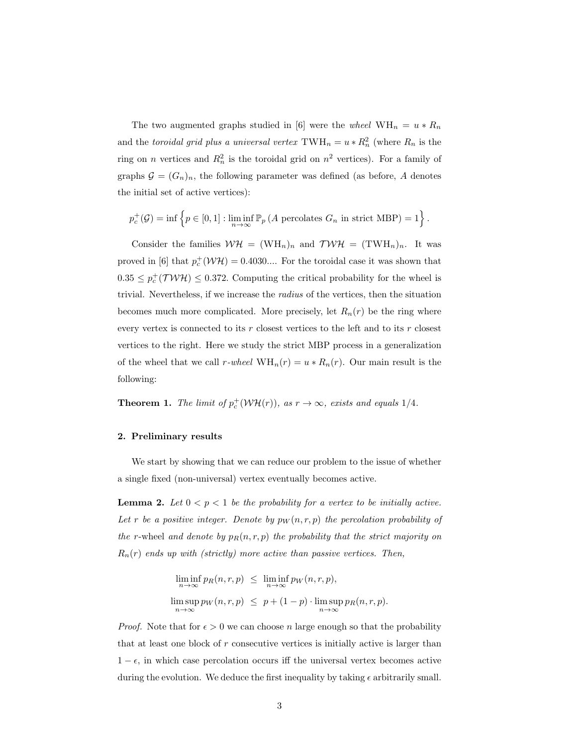The two augmented graphs studied in [6] were the *wheel* $\mathrm{WH}_n = u * R_n$ and the *toroidal grid plus a universal vertex* $\mathrm{TWH}_n = u * R_n^2$ (where $R_n$ is the ring on $n$ vertices and $R_n^2$ is the toroidal grid on $n^2$ vertices). For a family of graphs $\mathcal{G} = (G_n)_n$, the following parameter was defined (as before, $A$ denotes the initial set of active vertices):

$$p_c^+(\mathcal{G}) = \inf\left\{p \in [0,1] : \liminf_{n\to\infty} \mathbb{P}_p\left(A \text{ percolates } G_n \text{ in strict MBP}\right) = 1\right\}.$$

Consider the families $\mathcal{WH} = (\mathrm{WH}_n)_n$ and $\mathcal{TWH} = (\mathrm{TWH}_n)_n$. It was proved in [6] that $p_c^+(\mathcal{WH}) = 0.4030....$ For the toroidal case it was shown that $0.35 \leq p_c^+(\mathcal{TWH}) \leq 0.372$. Computing the critical probability for the wheel is trivial. Nevertheless, if we increase the *radius* of the vertices, then the situation becomes much more complicated. More precisely, let $R_n(r)$ be the ring where every vertex is connected to its $r$ closest vertices to the left and to its $r$ closest vertices to the right. Here we study the strict MBP process in a generalization of the wheel that we call *r-wheel* $\mathrm{WH}_n(r) = u * R_n(r)$. Our main result is the following:

**Theorem 1.** *The limit of $p_c^+(\mathcal{WH}(r))$, as $r \to \infty$, exists and equals $1/4$.*

## 2. Preliminary results

We start by showing that we can reduce our problem to the issue of whether a single fixed (non-universal) vertex eventually becomes active.

**Lemma 2.** *Let $0 < p < 1$ be the probability for a vertex to be initially active. Let $r$ be a positive integer. Denote by $p_W(n,r,p)$ the percolation probability of the $r$-wheel and denote by $p_R(n,r,p)$ the probability that the strict majority on $R_n(r)$ ends up with (strictly) more active than passive vertices. Then,*

$$\begin{aligned}
\liminf_{n\to\infty} p_R(n,r,p) &\leq \liminf_{n\to\infty} p_W(n,r,p), \\
\limsup_{n\to\infty} p_W(n,r,p) &\leq p + (1-p)\cdot \limsup_{n\to\infty} p_R(n,r,p).
\end{aligned}$$

*Proof.* Note that for $\epsilon > 0$ we can choose $n$ large enough so that the probability that at least one block of $r$ consecutive vertices is initially active is larger than $1-\epsilon$, in which case percolation occurs iff the universal vertex becomes active during the evolution. We deduce the first inequality by taking $\epsilon$ arbitrarily small.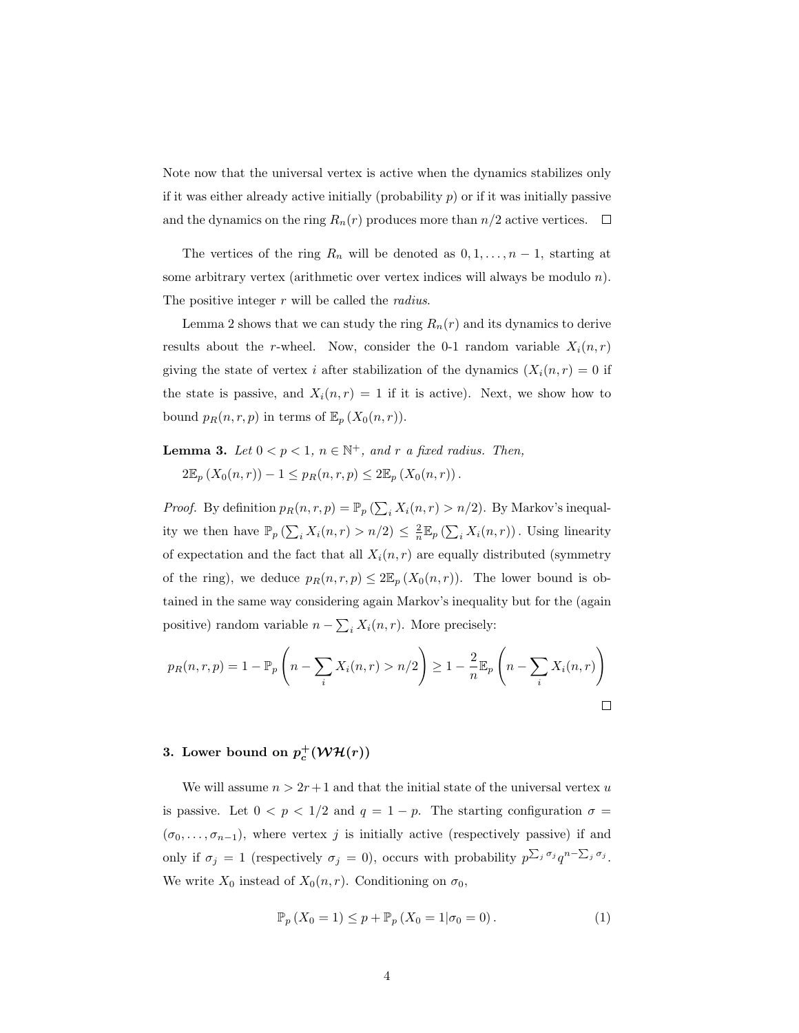Note now that the universal vertex is active when the dynamics stabilizes only if it was either already active initially (probability $p$) or if it was initially passive and the dynamics on the ring $R_n(r)$ produces more than $n/2$ active vertices. $\square$

The vertices of the ring $R_n$ will be denoted as $0, 1, \ldots, n-1$, starting at some arbitrary vertex (arithmetic over vertex indices will always be modulo $n$). The positive integer $r$ will be called the *radius*.

Lemma 2 shows that we can study the ring $R_n(r)$ and its dynamics to derive results about the $r$-wheel. Now, consider the 0-1 random variable $X_i(n, r)$ giving the state of vertex $i$ after stabilization of the dynamics ($X_i(n, r) = 0$ if the state is passive, and $X_i(n, r) = 1$ if it is active). Next, we show how to bound $p_R(n, r, p)$ in terms of $\mathbb{E}_p(X_0(n, r))$.

**Lemma 3.** *Let $0 < p < 1$, $n \in \mathbb{N}^+$, and $r$ a fixed radius. Then,*

$2\mathbb{E}_p(X_0(n, r)) - 1 \leq p_R(n, r, p) \leq 2\mathbb{E}_p(X_0(n, r))$.

*Proof.* By definition $p_R(n, r, p) = \mathbb{P}_p\left(\sum_i X_i(n, r) > n/2\right)$. By Markov's inequality we then have $\mathbb{P}_p\left(\sum_i X_i(n, r) > n/2\right) \leq \frac{2}{n}\mathbb{E}_p\left(\sum_i X_i(n, r)\right)$. Using linearity of expectation and the fact that all $X_i(n, r)$ are equally distributed (symmetry of the ring), we deduce $p_R(n, r, p) \leq 2\mathbb{E}_p(X_0(n, r))$. The lower bound is obtained in the same way considering again Markov's inequality but for the (again positive) random variable $n - \sum_i X_i(n, r)$. More precisely:

$$p_R(n, r, p) = 1 - \mathbb{P}_p\left(n - \sum_i X_i(n, r) > n/2\right) \geq 1 - \frac{2}{n}\mathbb{E}_p\left(n - \sum_i X_i(n, r)\right)$$

$\square$

## 3. Lower bound on $p_c^+(\mathcal{WH}(r))$

We will assume $n > 2r + 1$ and that the initial state of the universal vertex $u$ is passive. Let $0 < p < 1/2$ and $q = 1 - p$. The starting configuration $\sigma = (\sigma_0, \ldots, \sigma_{n-1})$, where vertex $j$ is initially active (respectively passive) if and only if $\sigma_j = 1$ (respectively $\sigma_j = 0$), occurs with probability $p^{\sum_j \sigma_j} q^{n - \sum_j \sigma_j}$. We write $X_0$ instead of $X_0(n, r)$. Conditioning on $\sigma_0$,

$$\mathbb{P}_p(X_0 = 1) \leq p + \mathbb{P}_p(X_0 = 1 | \sigma_0 = 0). \tag{1}$$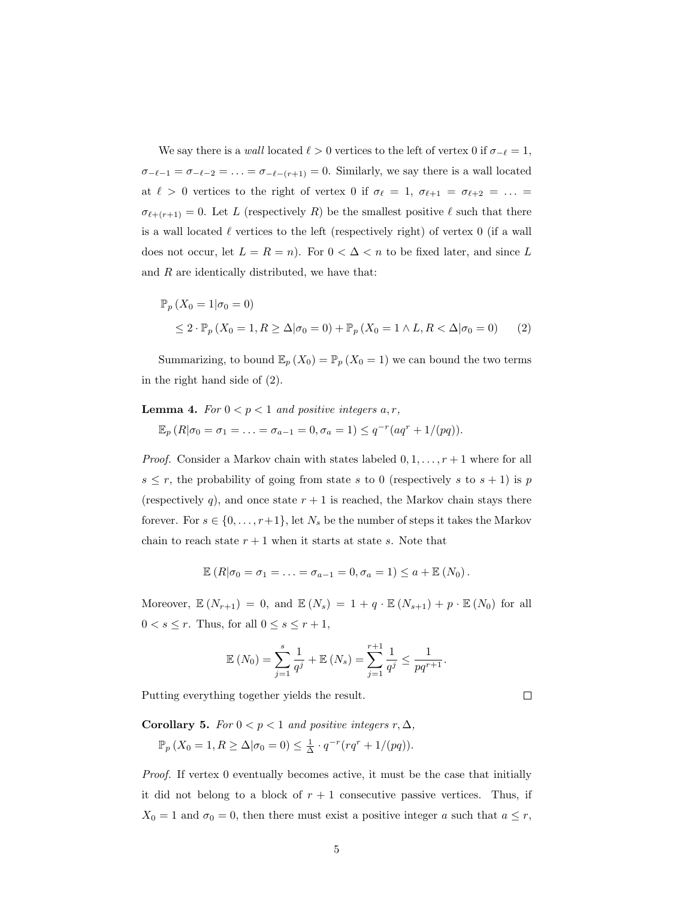We say there is a *wall* located $\ell > 0$ vertices to the left of vertex 0 if $\sigma_{-\ell} = 1$, $\sigma_{-\ell-1} = \sigma_{-\ell-2} = \ldots = \sigma_{-\ell-(r+1)} = 0$. Similarly, we say there is a wall located at $\ell > 0$ vertices to the right of vertex 0 if $\sigma_{\ell} = 1$, $\sigma_{\ell+1} = \sigma_{\ell+2} = \ldots = \sigma_{\ell+(r+1)} = 0$. Let $L$ (respectively $R$) be the smallest positive $\ell$ such that there is a wall located $\ell$ vertices to the left (respectively right) of vertex 0 (if a wall does not occur, let $L = R = n$). For $0 < \Delta < n$ to be fixed later, and since $L$ and $R$ are identically distributed, we have that:

$$
\begin{aligned}
&\mathbb{P}_p\left(X_0 = 1 | \sigma_0 = 0\right) \\
&\quad \leq 2 \cdot \mathbb{P}_p\left(X_0 = 1, R \geq \Delta | \sigma_0 = 0\right) + \mathbb{P}_p\left(X_0 = 1 \wedge L, R < \Delta | \sigma_0 = 0\right) \qquad (2)
\end{aligned}
$$

Summarizing, to bound $\mathbb{E}_p\left(X_0\right) = \mathbb{P}_p\left(X_0 = 1\right)$ we can bound the two terms in the right hand side of (2).

**Lemma 4.** *For $0 < p < 1$ and positive integers $a, r$,*

$\mathbb{E}_p\left(R | \sigma_0 = \sigma_1 = \ldots = \sigma_{a-1} = 0, \sigma_a = 1\right) \leq q^{-r}(aq^r + 1/(pq))$.

*Proof.* Consider a Markov chain with states labeled $0, 1, \ldots, r+1$ where for all $s \leq r$, the probability of going from state $s$ to 0 (respectively $s$ to $s+1$) is $p$ (respectively $q$), and once state $r+1$ is reached, the Markov chain stays there forever. For $s \in \{0, \ldots, r+1\}$, let $N_s$ be the number of steps it takes the Markov chain to reach state $r+1$ when it starts at state $s$. Note that

$$
\mathbb{E}\left(R | \sigma_0 = \sigma_1 = \ldots = \sigma_{a-1} = 0, \sigma_a = 1\right) \leq a + \mathbb{E}\left(N_0\right).
$$

Moreover, $\mathbb{E}\left(N_{r+1}\right) = 0$, and $\mathbb{E}\left(N_s\right) = 1 + q \cdot \mathbb{E}\left(N_{s+1}\right) + p \cdot \mathbb{E}\left(N_0\right)$ for all $0 < s \leq r$. Thus, for all $0 \leq s \leq r+1$,

$$
\mathbb{E}\left(N_0\right) = \sum_{j=1}^{s} \frac{1}{q^j} + \mathbb{E}\left(N_s\right) = \sum_{j=1}^{r+1} \frac{1}{q^j} \leq \frac{1}{pq^{r+1}}.
$$

Putting everything together yields the result. $\square$

**Corollary 5.** *For $0 < p < 1$ and positive integers $r, \Delta$,*

$\mathbb{P}_p\left(X_0 = 1, R \geq \Delta | \sigma_0 = 0\right) \leq \frac{1}{\Delta} \cdot q^{-r}(rq^r + 1/(pq))$.

*Proof.* If vertex 0 eventually becomes active, it must be the case that initially it did not belong to a block of $r+1$ consecutive passive vertices. Thus, if $X_0 = 1$ and $\sigma_0 = 0$, then there must exist a positive integer $a$ such that $a \leq r$,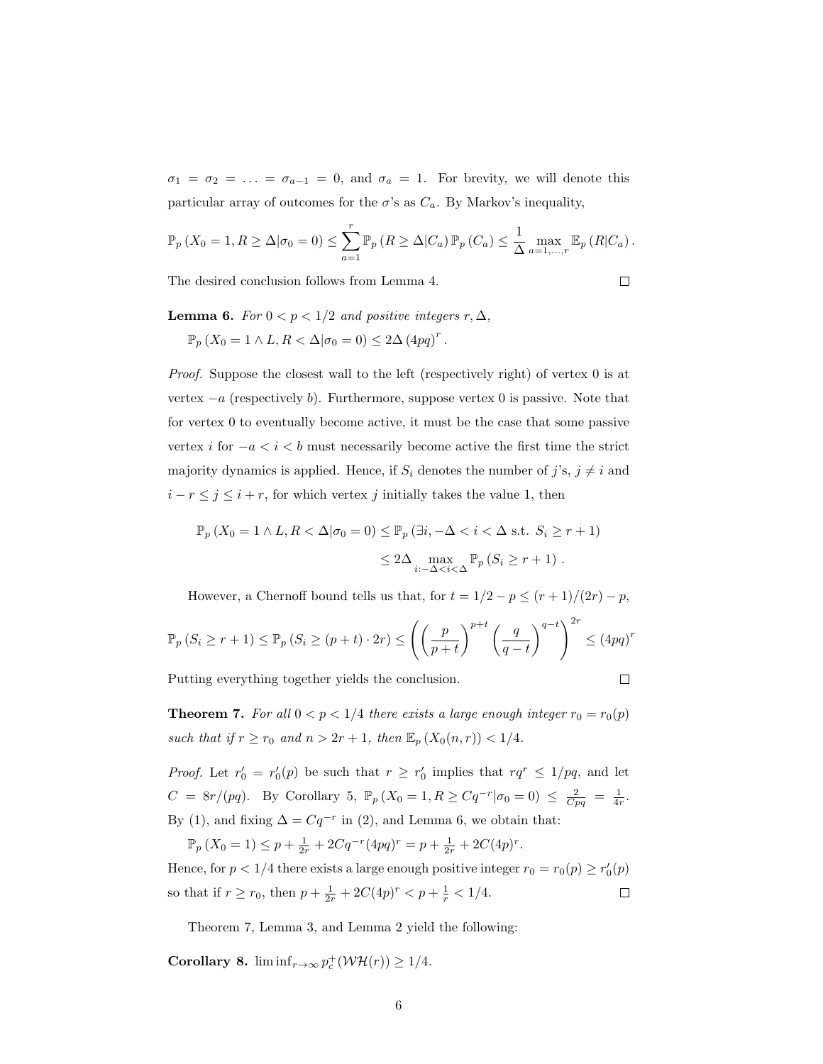$\sigma_1 = \sigma_2 = \ldots = \sigma_{a-1} = 0$, and $\sigma_a = 1$. For brevity, we will denote this particular array of outcomes for the $\sigma$'s as $C_a$. By Markov's inequality,

$$\mathbb{P}_p\left(X_0 = 1, R \geq \Delta | \sigma_0 = 0\right) \leq \sum_{a=1}^{r} \mathbb{P}_p\left(R \geq \Delta | C_a\right) \mathbb{P}_p\left(C_a\right) \leq \frac{1}{\Delta} \max_{a=1,\ldots,r} \mathbb{E}_p\left(R | C_a\right).$$

The desired conclusion follows from Lemma 4. $\square$

**Lemma 6.** *For $0 < p < 1/2$ and positive integers $r, \Delta$,*

$$\mathbb{P}_p\left(X_0 = 1 \wedge L, R < \Delta | \sigma_0 = 0\right) \leq 2\Delta\left(4pq\right)^r.$$

*Proof.* Suppose the closest wall to the left (respectively right) of vertex 0 is at vertex $-a$ (respectively $b$). Furthermore, suppose vertex 0 is passive. Note that for vertex 0 to eventually become active, it must be the case that some passive vertex $i$ for $-a < i < b$ must necessarily become active the first time the strict majority dynamics is applied. Hence, if $S_i$ denotes the number of $j$'s, $j \neq i$ and $i - r \leq j \leq i + r$, for which vertex $j$ initially takes the value 1, then

$$\begin{aligned}\mathbb{P}_p\left(X_0 = 1 \wedge L, R < \Delta | \sigma_0 = 0\right) &\leq \mathbb{P}_p\left(\exists i, -\Delta < i < \Delta \text{ s.t. } S_i \geq r+1\right) \\ &\leq 2\Delta \max_{i: -\Delta < i < \Delta} \mathbb{P}_p\left(S_i \geq r+1\right).\end{aligned}$$

However, a Chernoff bound tells us that, for $t = 1/2 - p \leq (r+1)/(2r) - p$,

$$\mathbb{P}_p\left(S_i \geq r+1\right) \leq \mathbb{P}_p\left(S_i \geq (p+t) \cdot 2r\right) \leq \left(\left(\frac{p}{p+t}\right)^{p+t}\left(\frac{q}{q-t}\right)^{q-t}\right)^{2r} \leq (4pq)^r$$

Putting everything together yields the conclusion. $\square$

**Theorem 7.** *For all $0 < p < 1/4$ there exists a large enough integer $r_0 = r_0(p)$ such that if $r \geq r_0$ and $n > 2r + 1$, then $\mathbb{E}_p\left(X_0(n, r)\right) < 1/4$.*

*Proof.* Let $r_0' = r_0'(p)$ be such that $r \geq r_0'$ implies that $rq^r \leq 1/pq$, and let $C = 8r/(pq)$. By Corollary 5, $\mathbb{P}_p\left(X_0 = 1, R \geq Cq^{-r} | \sigma_0 = 0\right) \leq \frac{2}{Cpq} = \frac{1}{4r}$. By (1), and fixing $\Delta = Cq^{-r}$ in (2), and Lemma 6, we obtain that:

$\mathbb{P}_p\left(X_0 = 1\right) \leq p + \frac{1}{2r} + 2Cq^{-r}(4pq)^r = p + \frac{1}{2r} + 2C(4p)^r.$

Hence, for $p < 1/4$ there exists a large enough positive integer $r_0 = r_0(p) \geq r_0'(p)$ so that if $r \geq r_0$, then $p + \frac{1}{2r} + 2C(4p)^r < p + \frac{1}{r} < 1/4$. $\square$

Theorem 7, Lemma 3, and Lemma 2 yield the following:

**Corollary 8.** $\liminf_{r \to \infty} p_c^+(\mathcal{WH}(r)) \geq 1/4$.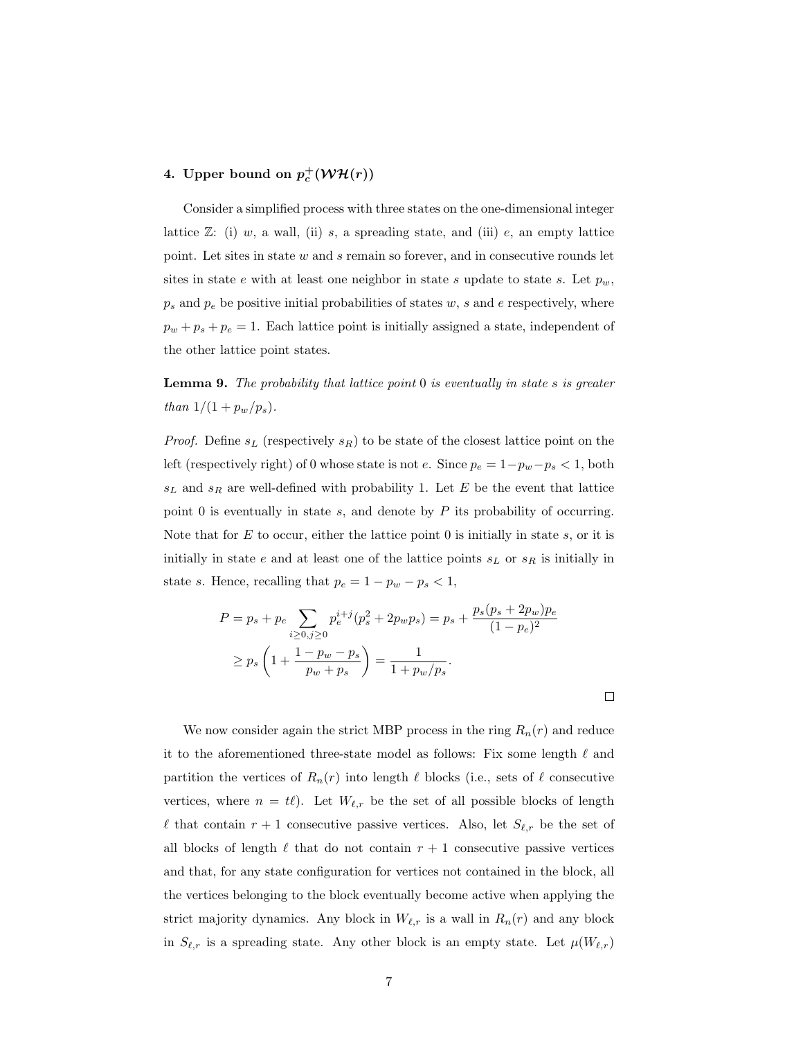## 4. Upper bound on $p_c^+(\mathcal{WH}(r))$

Consider a simplified process with three states on the one-dimensional integer lattice $\mathbb{Z}$: (i) $w$, a wall, (ii) $s$, a spreading state, and (iii) $e$, an empty lattice point. Let sites in state $w$ and $s$ remain so forever, and in consecutive rounds let sites in state $e$ with at least one neighbor in state $s$ update to state $s$. Let $p_w$, $p_s$ and $p_e$ be positive initial probabilities of states $w$, $s$ and $e$ respectively, where $p_w + p_s + p_e = 1$. Each lattice point is initially assigned a state, independent of the other lattice point states.

**Lemma 9.** *The probability that lattice point* $0$ *is eventually in state* $s$ *is greater than* $1/(1 + p_w/p_s)$.

*Proof.* Define $s_L$ (respectively $s_R$) to be state of the closest lattice point on the left (respectively right) of 0 whose state is not $e$. Since $p_e = 1 - p_w - p_s < 1$, both $s_L$ and $s_R$ are well-defined with probability 1. Let $E$ be the event that lattice point 0 is eventually in state $s$, and denote by $P$ its probability of occurring. Note that for $E$ to occur, either the lattice point 0 is initially in state $s$, or it is initially in state $e$ and at least one of the lattice points $s_L$ or $s_R$ is initially in state $s$. Hence, recalling that $p_e = 1 - p_w - p_s < 1$,

$$
\begin{aligned}
P &= p_s + p_e \sum_{i \geq 0, j \geq 0} p_e^{i+j}(p_s^2 + 2p_w p_s) = p_s + \frac{p_s(p_s + 2p_w)p_e}{(1 - p_e)^2} \\
&\geq p_s \left(1 + \frac{1 - p_w - p_s}{p_w + p_s}\right) = \frac{1}{1 + p_w/p_s}.
\end{aligned}
$$

$\square$

We now consider again the strict MBP process in the ring $R_n(r)$ and reduce it to the aforementioned three-state model as follows: Fix some length $\ell$ and partition the vertices of $R_n(r)$ into length $\ell$ blocks (i.e., sets of $\ell$ consecutive vertices, where $n = t\ell$). Let $W_{\ell,r}$ be the set of all possible blocks of length $\ell$ that contain $r + 1$ consecutive passive vertices. Also, let $S_{\ell,r}$ be the set of all blocks of length $\ell$ that do not contain $r + 1$ consecutive passive vertices and that, for any state configuration for vertices not contained in the block, all the vertices belonging to the block eventually become active when applying the strict majority dynamics. Any block in $W_{\ell,r}$ is a wall in $R_n(r)$ and any block in $S_{\ell,r}$ is a spreading state. Any other block is an empty state. Let $\mu(W_{\ell,r})$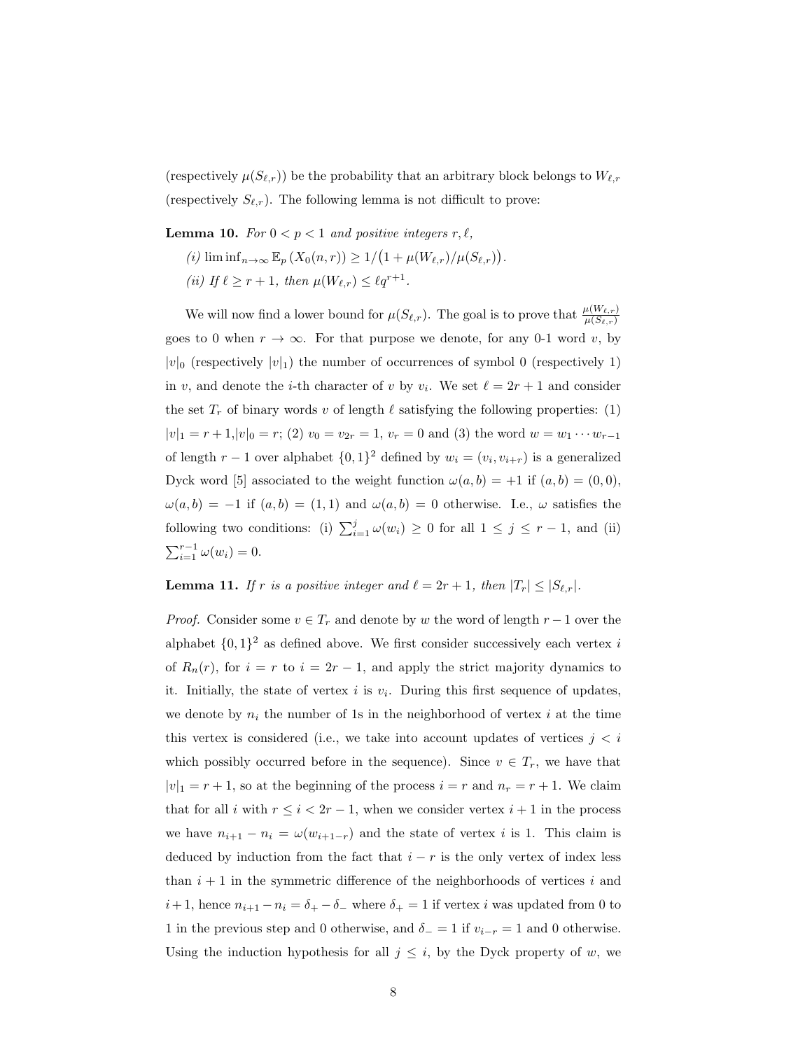(respectively $\mu(S_{\ell,r})$) be the probability that an arbitrary block belongs to $W_{\ell,r}$ (respectively $S_{\ell,r}$). The following lemma is not difficult to prove:

**Lemma 10.** *For $0 < p < 1$ and positive integers $r, \ell$,*

*(i)* $\liminf_{n\to\infty} \mathbb{E}_p\left(X_0(n,r)\right) \geq 1/\big(1 + \mu(W_{\ell,r})/\mu(S_{\ell,r})\big)$.

*(ii) If $\ell \geq r+1$, then $\mu(W_{\ell,r}) \leq \ell q^{r+1}$.*

We will now find a lower bound for $\mu(S_{\ell,r})$. The goal is to prove that $\frac{\mu(W_{\ell,r})}{\mu(S_{\ell,r})}$ goes to 0 when $r \to \infty$. For that purpose we denote, for any 0-1 word $v$, by $|v|_0$ (respectively $|v|_1$) the number of occurrences of symbol 0 (respectively 1) in $v$, and denote the $i$-th character of $v$ by $v_i$. We set $\ell = 2r+1$ and consider the set $T_r$ of binary words $v$ of length $\ell$ satisfying the following properties: (1) $|v|_1 = r+1$,$|v|_0 = r$; (2) $v_0 = v_{2r} = 1$, $v_r = 0$ and (3) the word $w = w_1 \cdots w_{r-1}$ of length $r-1$ over alphabet $\{0,1\}^2$ defined by $w_i = (v_i, v_{i+r})$ is a generalized Dyck word [5] associated to the weight function $\omega(a,b) = +1$ if $(a,b) = (0,0)$, $\omega(a,b) = -1$ if $(a,b) = (1,1)$ and $\omega(a,b) = 0$ otherwise. I.e., $\omega$ satisfies the following two conditions: (i) $\sum_{i=1}^{j} \omega(w_i) \geq 0$ for all $1 \leq j \leq r-1$, and (ii) $\sum_{i=1}^{r-1} \omega(w_i) = 0$.

**Lemma 11.** *If $r$ is a positive integer and $\ell = 2r+1$, then $|T_r| \leq |S_{\ell,r}|$.*

*Proof.* Consider some $v \in T_r$ and denote by $w$ the word of length $r-1$ over the alphabet $\{0,1\}^2$ as defined above. We first consider successively each vertex $i$ of $R_n(r)$, for $i = r$ to $i = 2r-1$, and apply the strict majority dynamics to it. Initially, the state of vertex $i$ is $v_i$. During this first sequence of updates, we denote by $n_i$ the number of 1s in the neighborhood of vertex $i$ at the time this vertex is considered (i.e., we take into account updates of vertices $j < i$ which possibly occurred before in the sequence). Since $v \in T_r$, we have that $|v|_1 = r+1$, so at the beginning of the process $i = r$ and $n_r = r+1$. We claim that for all $i$ with $r \leq i < 2r-1$, when we consider vertex $i+1$ in the process we have $n_{i+1} - n_i = \omega(w_{i+1-r})$ and the state of vertex $i$ is 1. This claim is deduced by induction from the fact that $i-r$ is the only vertex of index less than $i+1$ in the symmetric difference of the neighborhoods of vertices $i$ and $i+1$, hence $n_{i+1} - n_i = \delta_+ - \delta_-$ where $\delta_+ = 1$ if vertex $i$ was updated from 0 to 1 in the previous step and 0 otherwise, and $\delta_- = 1$ if $v_{i-r} = 1$ and 0 otherwise. Using the induction hypothesis for all $j \leq i$, by the Dyck property of $w$, we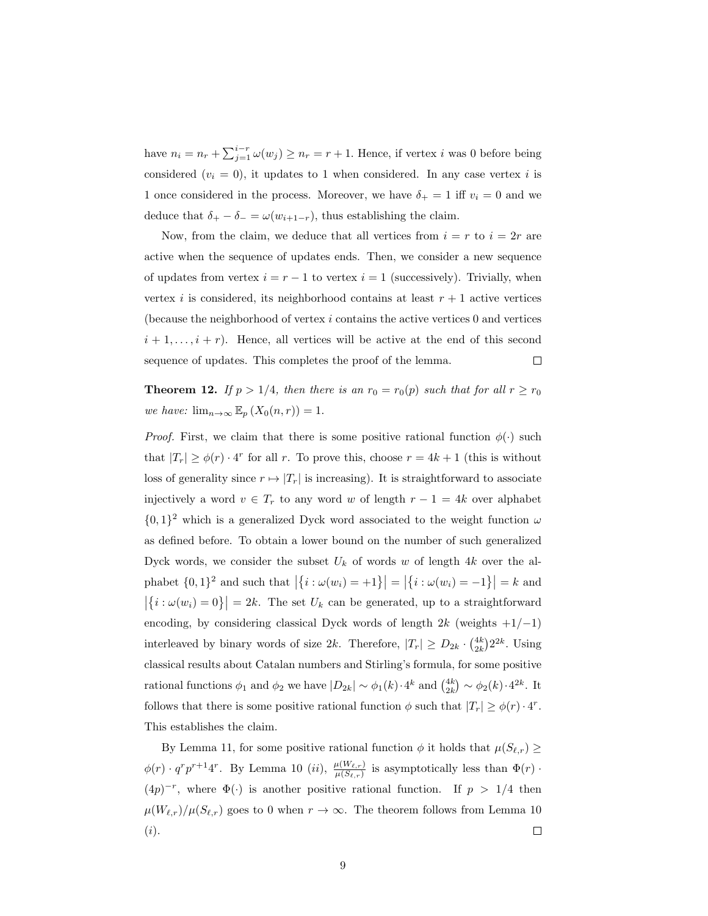have $n_i = n_r + \sum_{j=1}^{i-r} \omega(w_j) \geq n_r = r+1$. Hence, if vertex $i$ was 0 before being considered ($v_i = 0$), it updates to 1 when considered. In any case vertex $i$ is 1 once considered in the process. Moreover, we have $\delta_+ = 1$ iff $v_i = 0$ and we deduce that $\delta_+ - \delta_- = \omega(w_{i+1-r})$, thus establishing the claim.

Now, from the claim, we deduce that all vertices from $i = r$ to $i = 2r$ are active when the sequence of updates ends. Then, we consider a new sequence of updates from vertex $i = r-1$ to vertex $i = 1$ (successively). Trivially, when vertex $i$ is considered, its neighborhood contains at least $r+1$ active vertices (because the neighborhood of vertex $i$ contains the active vertices 0 and vertices $i+1, \ldots, i+r$). Hence, all vertices will be active at the end of this second sequence of updates. This completes the proof of the lemma. $\square$

**Theorem 12.** *If $p > 1/4$, then there is an $r_0 = r_0(p)$ such that for all $r \geq r_0$ we have:* $\lim_{n\to\infty} \mathbb{E}_p(X_0(n,r)) = 1$.

*Proof.* First, we claim that there is some positive rational function $\phi(\cdot)$ such that $|T_r| \geq \phi(r) \cdot 4^r$ for all $r$. To prove this, choose $r = 4k+1$ (this is without loss of generality since $r \mapsto |T_r|$ is increasing). It is straightforward to associate injectively a word $v \in T_r$ to any word $w$ of length $r - 1 = 4k$ over alphabet $\{0,1\}^2$ which is a generalized Dyck word associated to the weight function $\omega$ as defined before. To obtain a lower bound on the number of such generalized Dyck words, we consider the subset $U_k$ of words $w$ of length $4k$ over the alphabet $\{0,1\}^2$ and such that $\left|\{i : \omega(w_i) = +1\}\right| = \left|\{i : \omega(w_i) = -1\}\right| = k$ and $\left|\{i : \omega(w_i) = 0\}\right| = 2k$. The set $U_k$ can be generated, up to a straightforward encoding, by considering classical Dyck words of length $2k$ (weights $+1/-1$) interleaved by binary words of size $2k$. Therefore, $|T_r| \geq D_{2k} \cdot \binom{4k}{2k} 2^{2k}$. Using classical results about Catalan numbers and Stirling's formula, for some positive rational functions $\phi_1$ and $\phi_2$ we have $|D_{2k}| \sim \phi_1(k) \cdot 4^k$ and $\binom{4k}{2k} \sim \phi_2(k) \cdot 4^{2k}$. It follows that there is some positive rational function $\phi$ such that $|T_r| \geq \phi(r) \cdot 4^r$. This establishes the claim.

By Lemma 11, for some positive rational function $\phi$ it holds that $\mu(S_{\ell,r}) \geq \phi(r) \cdot q^r p^{r+1} 4^r$. By Lemma 10 $(ii)$, $\frac{\mu(W_{\ell,r})}{\mu(S_{\ell,r})}$ is asymptotically less than $\Phi(r) \cdot (4p)^{-r}$, where $\Phi(\cdot)$ is another positive rational function. If $p > 1/4$ then $\mu(W_{\ell,r})/\mu(S_{\ell,r})$ goes to 0 when $r \to \infty$. The theorem follows from Lemma 10 $(i)$. $\square$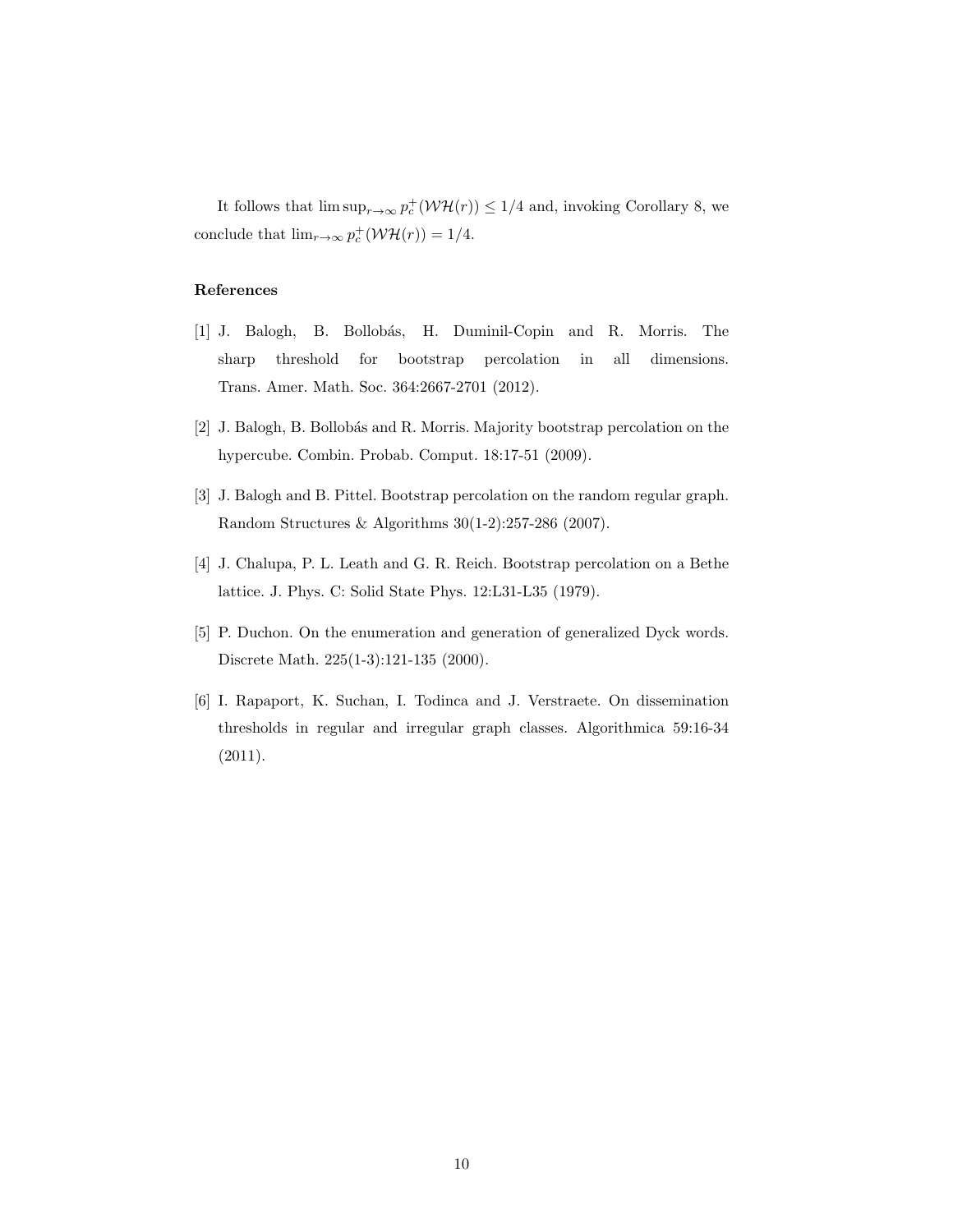It follows that $\limsup_{r\to\infty} p_c^+(\mathcal{WH}(r)) \le 1/4$ and, invoking Corollary 8, we conclude that $\lim_{r\to\infty} p_c^+(\mathcal{WH}(r)) = 1/4$.

### References

[1] J. Balogh, B. Bollobás, H. Duminil-Copin and R. Morris. The sharp threshold for bootstrap percolation in all dimensions. Trans. Amer. Math. Soc. 364:2667-2701 (2012).

[2] J. Balogh, B. Bollobás and R. Morris. Majority bootstrap percolation on the hypercube. Combin. Probab. Comput. 18:17-51 (2009).

[3] J. Balogh and B. Pittel. Bootstrap percolation on the random regular graph. Random Structures & Algorithms 30(1-2):257-286 (2007).

[4] J. Chalupa, P. L. Leath and G. R. Reich. Bootstrap percolation on a Bethe lattice. J. Phys. C: Solid State Phys. 12:L31-L35 (1979).

[5] P. Duchon. On the enumeration and generation of generalized Dyck words. Discrete Math. 225(1-3):121-135 (2000).

[6] I. Rapaport, K. Suchan, I. Todinca and J. Verstraete. On dissemination thresholds in regular and irregular graph classes. Algorithmica 59:16-34 (2011).